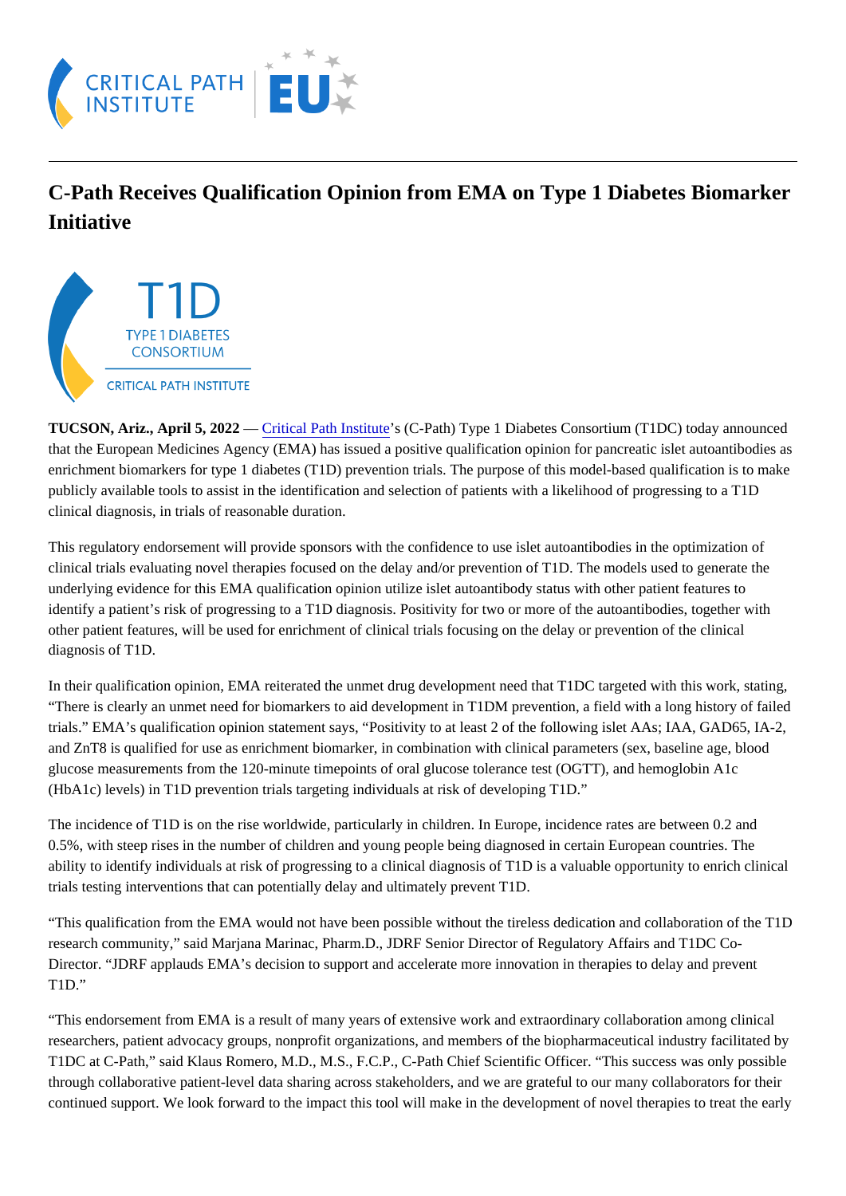# C-Path Receives Qualification Opinion from EMA on Type 1 Diabetes Biomarker Initiative

**TUCSON, Ariz., April 5, 2022** — Critical Path Institute's (C-Path) Type 1 Diabetes Consortium (T1DC) today announced that the European Medicines Agency (EMA) has issued a positive qualification opinion for pancreatic islet autoantibodies as enrichment biomarkers for type 1 diabetes (T1D) prevention trials. The purpose of this model-based qualification is to make publicly available tools to assist in the identification and selection of patients with a likelihood of progressing to a T1D clinical diagnosis, in trials of reasonable duration.

This regulatory endorsement will provide sponsors with the confidence to use islet autoantibodies in the optimization of clinical trials evaluating novel therapies focused on the delay and/or prevention of T1D. The models used to generate the underlying evidence for this EMA qualification opinion utilize islet autoantibody status with other patient features to identify a patient's risk of progressing to a T1D diagnosis. Positivity for two or more of the autoantibodies, together with other patient features, will be used for enrichment of clinical trials focusing on the delay or prevention of the clinical diagnosis of T1D.

In their qualification opinion, EMA reiterated the unmet drug development need that T1DC targeted with this work, stating, "There is clearly an unmet need for biomarkers to aid development in T1DM prevention, a field with a long history of failed trials." EMA's qualification opinion statement says, "Positivity to at least 2 of the following islet AAs; IAA, GAD65, IA-2, and ZnT8 is qualified for use as enrichment biomarker, in combination with clinical parameters (sex, baseline age, blood glucose measurements from the 120-minute timepoints of oral glucose tolerance test (OGTT), and hemoglobin A1c (HbA1c) levels) in T1D prevention trials targeting individuals at risk of developing T1D."

The incidence of T1D is on the rise worldwide, particularly in children. In Europe, incidence rates are between 0.2 and 0.5%, with steep rises in the number of children and young people being diagnosed in certain European countries. The ability to identify individuals at risk of progressing to a clinical diagnosis of T1D is a valuable opportunity to enrich clinical trials testing interventions that can potentially delay and ultimately prevent T1D.

"This qualification from the EMA would not have been possible without the tireless dedication and collaboration of the T1D research community," said Marjana Marinac, Pharm.D., JDRF Senior Director of Regulatory Affairs and T1DC Co-Director. "JDRF applauds EMA's decision to support and accelerate more innovation in therapies to delay and prevent T1D."

"This endorsement from EMA is a result of many years of extensive work and extraordinary collaboration among clinical researchers, patient advocacy groups, nonprofit organizations, and members of the biopharmaceutical industry facilitated by T1DC at C-Path," said Klaus Romero, M.D., M.S., F.C.P., C-Path Chief Scientific Officer. "This success was only possible through collaborative patient-level data sharing across stakeholders, and we are grateful to our many collaborators for their continued support. We look forward to the impact this tool will make in the development of novel therapies to treat the early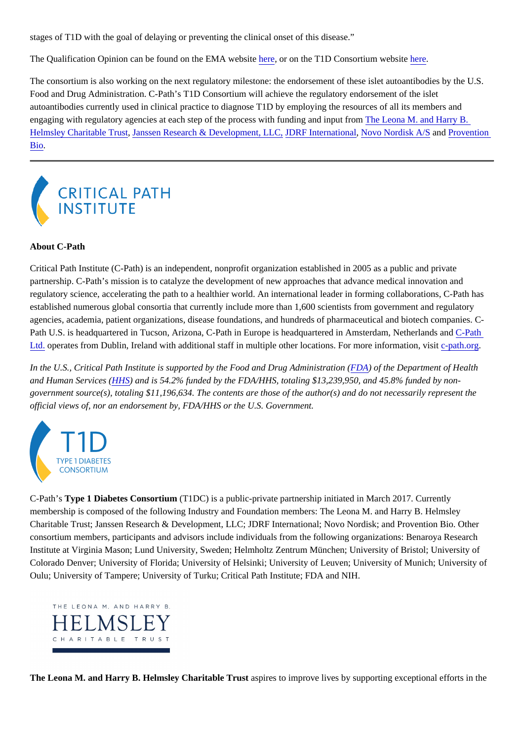stages of T1D with the goal of delaying or preventing the clinical onset of this disease."

The Qualification Opinion can be found on the EMA website here, or on the T1D Consortium website here.

The consortium is also working on the next regulatory milestone: the endorsement of these islet autoantibodies by the U.S. Food and Drug Administration. C-Path's T1D Consortium will achieve the regulatory endorsement of the islet autoantibodies currently used in clinical practice to diagnose T1D by employing the resources of all its members and engaging with regulatory agencies at each step of the process with funding and input from The Leona M. and Harry B. Helmsley Charitable Trust, Janssen Research & Development, LLC, JDRF International, Novo Nordisk A/S and Provention Bio.

---

**About C-Path**

Critical Path Institute (C-Path) is an independent, nonprofit organization established in 2005 as a public and private partnership. C-Path's mission is to catalyze the development of new approaches that advance medical innovation and regulatory science, accelerating the path to a healthier world. An international leader in forming collaborations, C-Path has established numerous global consortia that currently include more than 1,600 scientists from government and regulatory agencies, academia, patient organizations, disease foundations, and hundreds of pharmaceutical and biotech companies. C-Path U.S. is headquartered in Tucson, Arizona, C-Path in Europe is headquartered in Amsterdam, Netherlands and C-Path Ltd. operates from Dublin, Ireland with additional staff in multiple other locations. For more information, visit c-path.org.

*In the U.S., Critical Path Institute is supported by the Food and Drug Administration (FDA) of the Department of Health and Human Services (HHS) and is 54.2% funded by the FDA/HHS, totaling $13,239,950, and 45.8% funded by non-government source(s), totaling $11,196,634. The contents are those of the author(s) and do not necessarily represent the official views of, nor an endorsement by, FDA/HHS or the U.S. Government.*

C-Path's **Type 1 Diabetes Consortium** (T1DC) is a public-private partnership initiated in March 2017. Currently membership is composed of the following Industry and Foundation members: The Leona M. and Harry B. Helmsley Charitable Trust; Janssen Research & Development, LLC; JDRF International; Novo Nordisk; and Provention Bio. Other consortium members, participants and advisors include individuals from the following organizations: Benaroya Research Institute at Virginia Mason; Lund University, Sweden; Helmholtz Zentrum München; University of Bristol; University of Colorado Denver; University of Florida; University of Helsinki; University of Leuven; University of Munich; University of Oulu; University of Tampere; University of Turku; Critical Path Institute; FDA and NIH.

**The Leona M. and Harry B. Helmsley Charitable Trust** aspires to improve lives by supporting exceptional efforts in the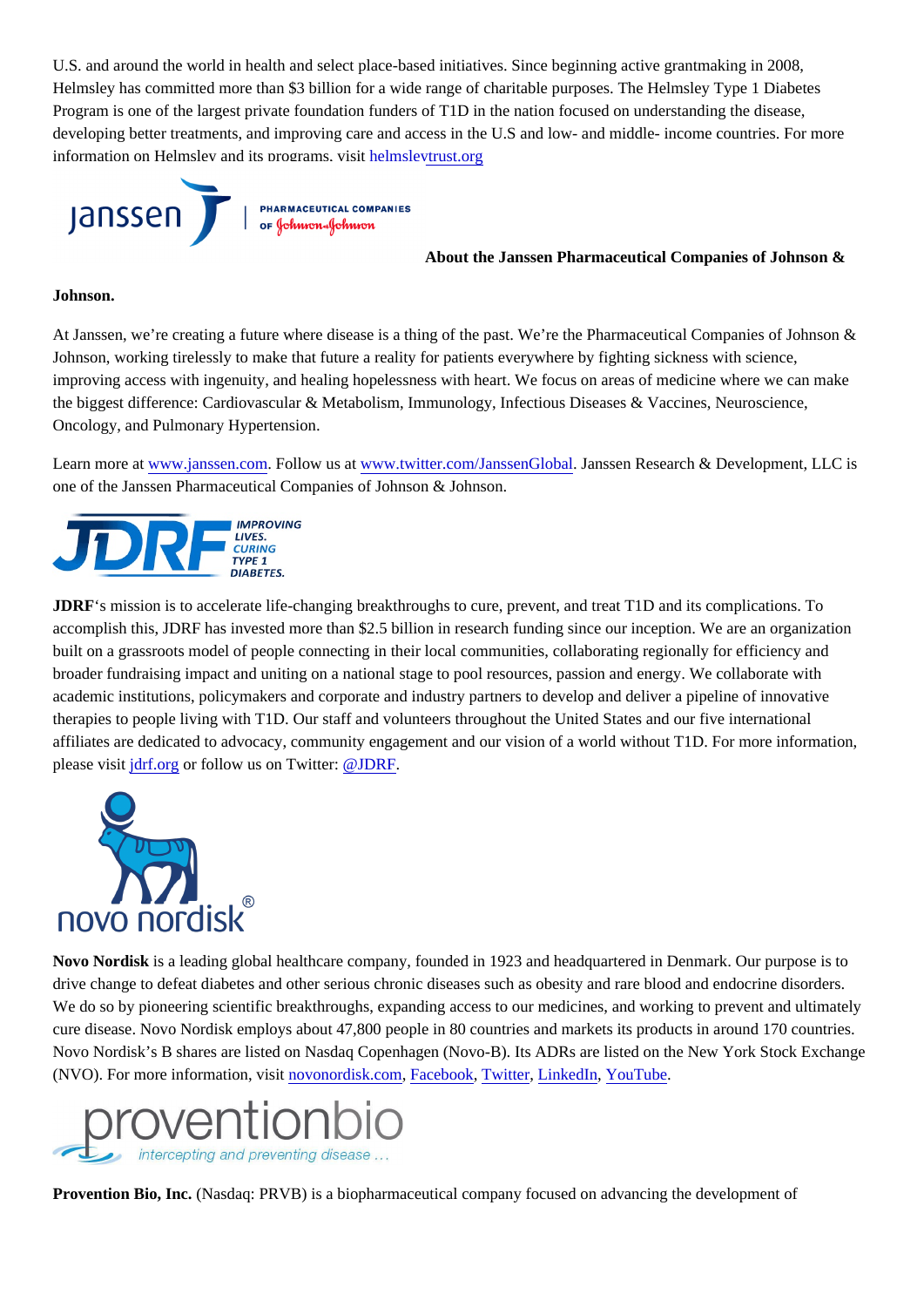U.S. and around the world in health and select place-based initiatives. Since beginning active grantmaking in 2008, Helmsley has committed more than $3 billion for a wide range of charitable purposes. The Helmsley Type 1 Diabetes Program is one of the largest private foundation funders of T1D in the nation focused on understanding the disease, developing better treatments, and improving care and access in the U.S and low- and middle- income countries. For more information on Helmsley and its programs, visit helmsleytrust.org

**About the Janssen Pharmaceutical Companies of Johnson & Johnson.**

At Janssen, we're creating a future where disease is a thing of the past. We're the Pharmaceutical Companies of Johnson & Johnson, working tirelessly to make that future a reality for patients everywhere by fighting sickness with science, improving access with ingenuity, and healing hopelessness with heart. We focus on areas of medicine where we can make the biggest difference: Cardiovascular & Metabolism, Immunology, Infectious Diseases & Vaccines, Neuroscience, Oncology, and Pulmonary Hypertension.

Learn more at www.janssen.com. Follow us at www.twitter.com/JanssenGlobal. Janssen Research & Development, LLC is one of the Janssen Pharmaceutical Companies of Johnson & Johnson.

**JDRF**'s mission is to accelerate life-changing breakthroughs to cure, prevent, and treat T1D and its complications. To accomplish this, JDRF has invested more than $2.5 billion in research funding since our inception. We are an organization built on a grassroots model of people connecting in their local communities, collaborating regionally for efficiency and broader fundraising impact and uniting on a national stage to pool resources, passion and energy. We collaborate with academic institutions, policymakers and corporate and industry partners to develop and deliver a pipeline of innovative therapies to people living with T1D. Our staff and volunteers throughout the United States and our five international affiliates are dedicated to advocacy, community engagement and our vision of a world without T1D. For more information, please visit jdrf.org or follow us on Twitter: @JDRF.

**Novo Nordisk** is a leading global healthcare company, founded in 1923 and headquartered in Denmark. Our purpose is to drive change to defeat diabetes and other serious chronic diseases such as obesity and rare blood and endocrine disorders. We do so by pioneering scientific breakthroughs, expanding access to our medicines, and working to prevent and ultimately cure disease. Novo Nordisk employs about 47,800 people in 80 countries and markets its products in around 170 countries. Novo Nordisk's B shares are listed on Nasdaq Copenhagen (Novo-B). Its ADRs are listed on the New York Stock Exchange (NVO). For more information, visit novonordisk.com, Facebook, Twitter, LinkedIn, YouTube.

**Provention Bio, Inc.** (Nasdaq: PRVB) is a biopharmaceutical company focused on advancing the development of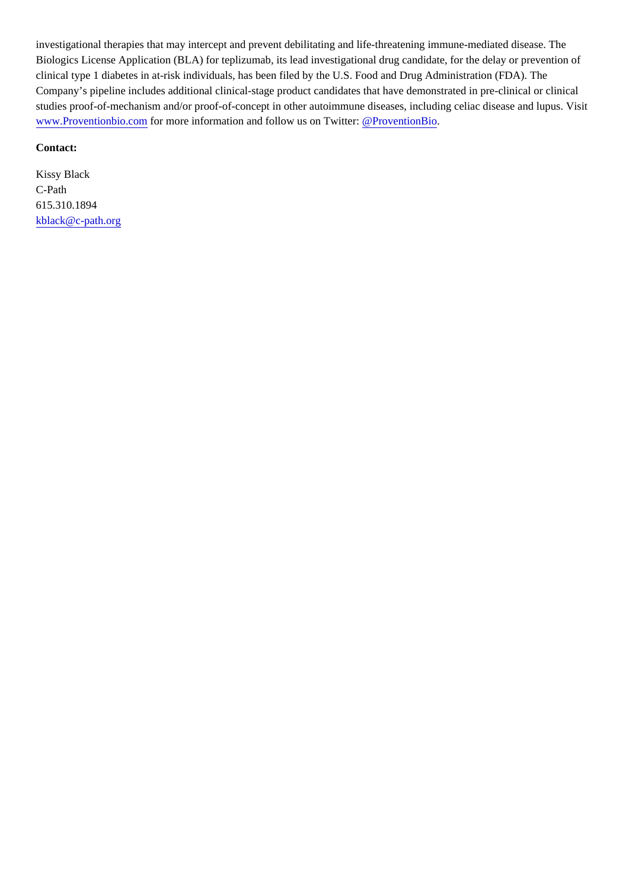investigational therapies that may intercept and prevent debilitating and life-threatening immune-mediated disease. The Biologics License Application (BLA) for teplizumab, its lead investigational drug candidate, for the delay or prevention of clinical type 1 diabetes in at-risk individuals, has been filed by the U.S. Food and Drug Administration (FDA). The Company's pipeline includes additional clinical-stage product candidates that have demonstrated in pre-clinical or clinical studies proof-of-mechanism and/or proof-of-concept in other autoimmune diseases, including celiac disease and lupus. Visit www.Proventionbio.com for more information and follow us on Twitter: @ProventionBio.

**Contact:**

Kissy Black
C-Path
615.310.1894
kblack@c-path.org